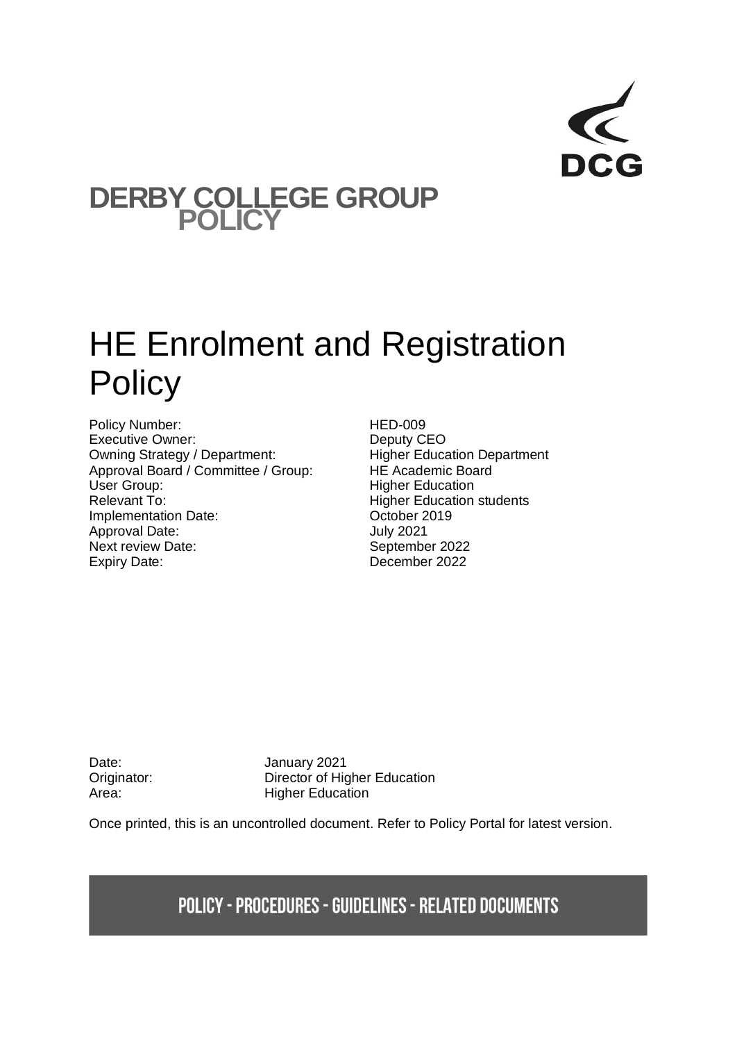DCG

# DERBY COLLEGE GROUP POLICY

# HE Enrolment and Registration Policy

| | |
|---|---|
| Policy Number: | HED-009 |
| Executive Owner: | Deputy CEO |
| Owning Strategy / Department: | Higher Education Department |
| Approval Board / Committee / Group: | HE Academic Board |
| User Group: | Higher Education |
| Relevant To: | Higher Education students |
| Implementation Date: | October 2019 |
| Approval Date: | July 2021 |
| Next review Date: | September 2022 |
| Expiry Date: | December 2022 |

| | |
|---|---|
| Date: | January 2021 |
| Originator: | Director of Higher Education |
| Area: | Higher Education |

Once printed, this is an uncontrolled document. Refer to Policy Portal for latest version.

**POLICY - PROCEDURES - GUIDELINES - RELATED DOCUMENTS**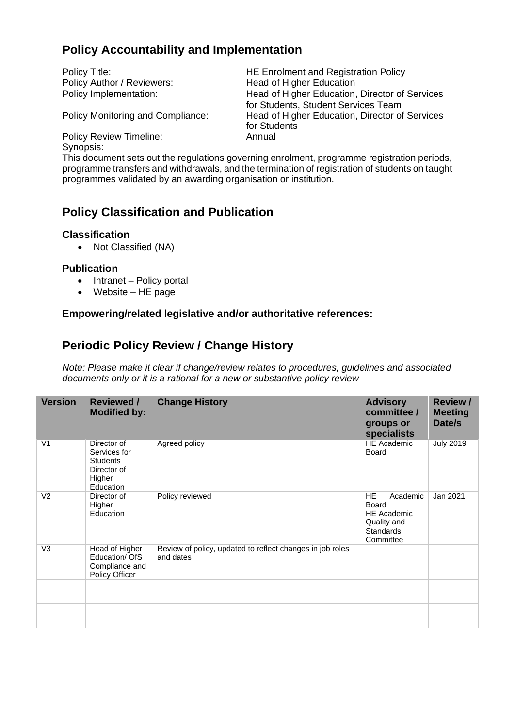## Policy Accountability and Implementation

Policy Title: HE Enrolment and Registration Policy
Policy Author / Reviewers: Head of Higher Education
Policy Implementation: Head of Higher Education, Director of Services for Students, Student Services Team
Policy Monitoring and Compliance: Head of Higher Education, Director of Services for Students
Policy Review Timeline: Annual
Synopsis:
This document sets out the regulations governing enrolment, programme registration periods, programme transfers and withdrawals, and the termination of registration of students on taught programmes validated by an awarding organisation or institution.

## Policy Classification and Publication

### Classification

- Not Classified (NA)

### Publication

- Intranet – Policy portal
- Website – HE page

### Empowering/related legislative and/or authoritative references:

## Periodic Policy Review / Change History

*Note: Please make it clear if change/review relates to procedures, guidelines and associated documents only or it is a rational for a new or substantive policy review*

| Version | Reviewed / Modified by: | Change History | Advisory committee / groups or specialists | Review / Meeting Date/s |
|---|---|---|---|---|
| V1 | Director of Services for Students Director of Higher Education | Agreed policy | HE Academic Board | July 2019 |
| V2 | Director of Higher Education | Policy reviewed | HE Academic Board HE Academic Quality and Standards Committee | Jan 2021 |
| V3 | Head of Higher Education/ OfS Compliance and Policy Officer | Review of policy, updated to reflect changes in job roles and dates | | |
| | | | | |
| | | | | |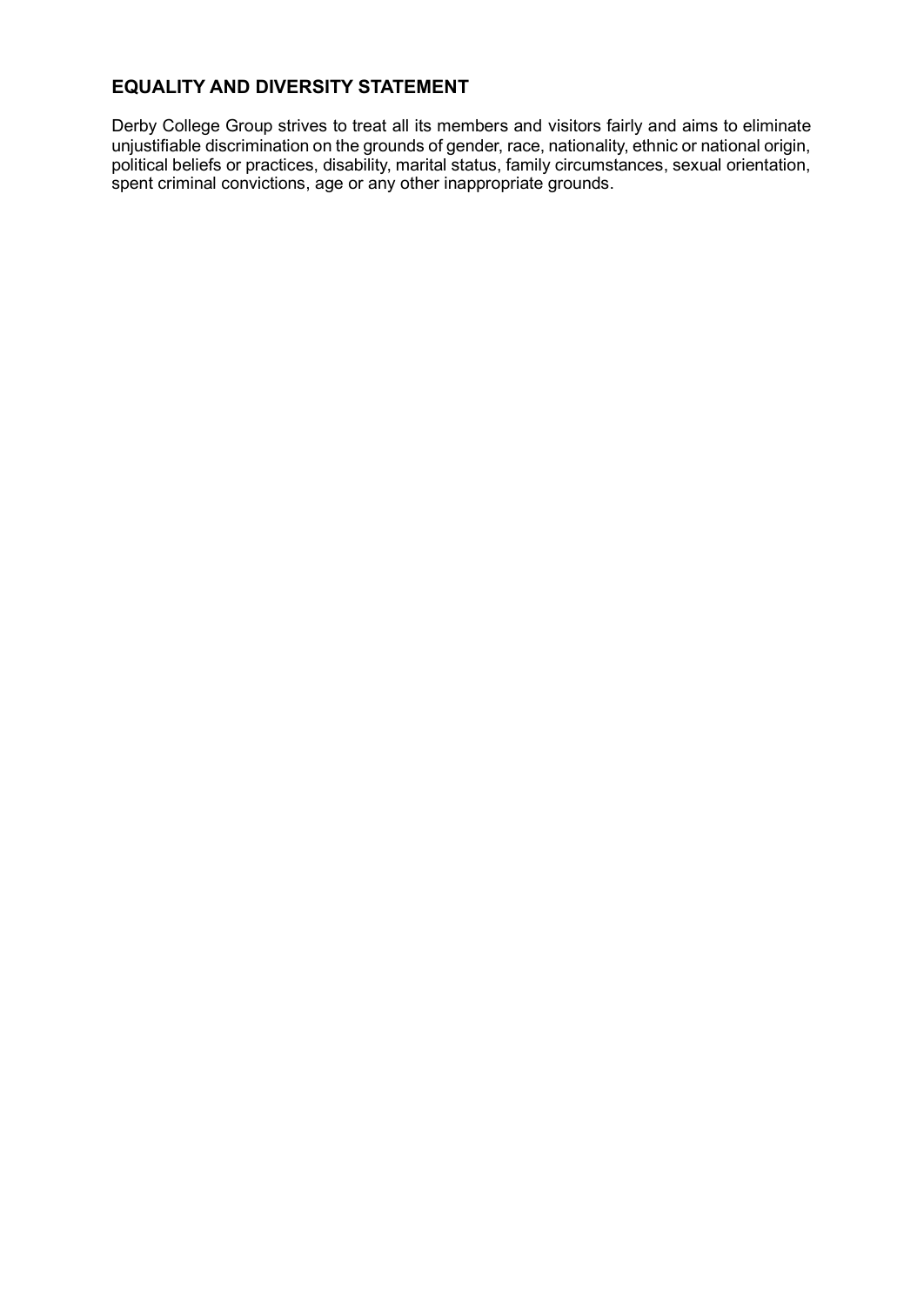## EQUALITY AND DIVERSITY STATEMENT

Derby College Group strives to treat all its members and visitors fairly and aims to eliminate unjustifiable discrimination on the grounds of gender, race, nationality, ethnic or national origin, political beliefs or practices, disability, marital status, family circumstances, sexual orientation, spent criminal convictions, age or any other inappropriate grounds.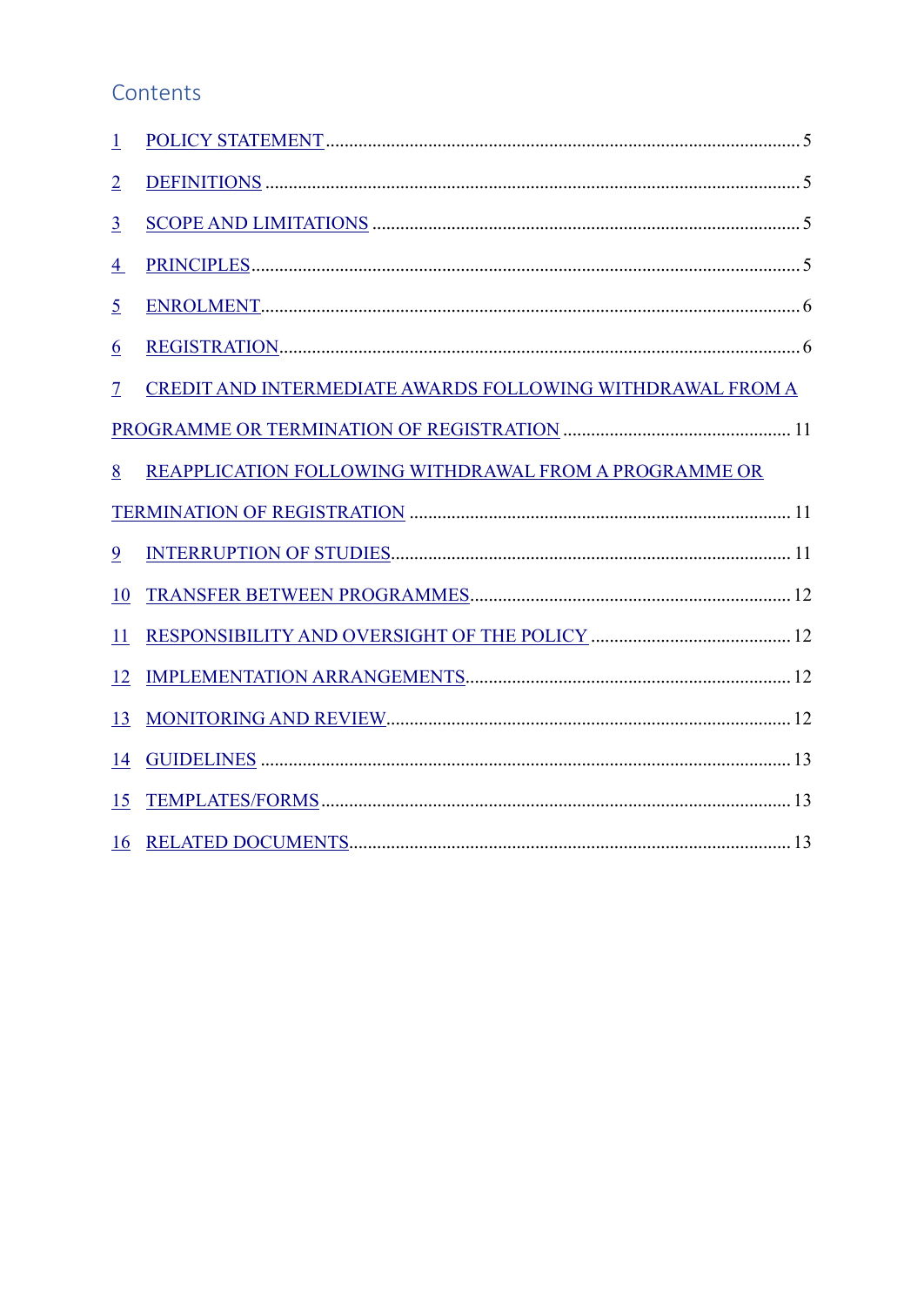# Contents

1 POLICY STATEMENT ..................................................................................................... 5

2 DEFINITIONS .................................................................................................................. 5

3 SCOPE AND LIMITATIONS ........................................................................................... 5

4 PRINCIPLES..................................................................................................................... 5

5 ENROLMENT................................................................................................................... 6

6 REGISTRATION............................................................................................................... 6

7 CREDIT AND INTERMEDIATE AWARDS FOLLOWING WITHDRAWAL FROM A PROGRAMME OR TERMINATION OF REGISTRATION ................................................. 11

8 REAPPLICATION FOLLOWING WITHDRAWAL FROM A PROGRAMME OR TERMINATION OF REGISTRATION ................................................................................. 11

9 INTERRUPTION OF STUDIES..................................................................................... 11

10 TRANSFER BETWEEN PROGRAMMES.................................................................... 12

11 RESPONSIBILITY AND OVERSIGHT OF THE POLICY ........................................... 12

12 IMPLEMENTATION ARRANGEMENTS..................................................................... 12

13 MONITORING AND REVIEW...................................................................................... 12

14 GUIDELINES ................................................................................................................. 13

15 TEMPLATES/FORMS..................................................................................................... 13

16 RELATED DOCUMENTS.............................................................................................. 13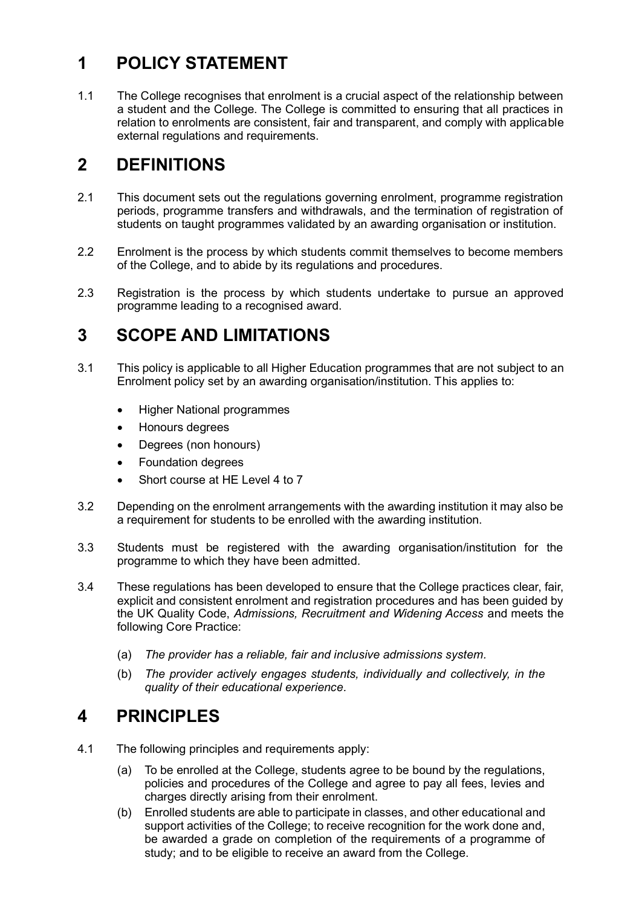# 1 POLICY STATEMENT

1.1 The College recognises that enrolment is a crucial aspect of the relationship between a student and the College. The College is committed to ensuring that all practices in relation to enrolments are consistent, fair and transparent, and comply with applicable external regulations and requirements.

# 2 DEFINITIONS

2.1 This document sets out the regulations governing enrolment, programme registration periods, programme transfers and withdrawals, and the termination of registration of students on taught programmes validated by an awarding organisation or institution.

2.2 Enrolment is the process by which students commit themselves to become members of the College, and to abide by its regulations and procedures.

2.3 Registration is the process by which students undertake to pursue an approved programme leading to a recognised award.

# 3 SCOPE AND LIMITATIONS

3.1 This policy is applicable to all Higher Education programmes that are not subject to an Enrolment policy set by an awarding organisation/institution. This applies to:

- Higher National programmes
- Honours degrees
- Degrees (non honours)
- Foundation degrees
- Short course at HE Level 4 to 7

3.2 Depending on the enrolment arrangements with the awarding institution it may also be a requirement for students to be enrolled with the awarding institution.

3.3 Students must be registered with the awarding organisation/institution for the programme to which they have been admitted.

3.4 These regulations has been developed to ensure that the College practices clear, fair, explicit and consistent enrolment and registration procedures and has been guided by the UK Quality Code, *Admissions, Recruitment and Widening Access* and meets the following Core Practice:

(a) *The provider has a reliable, fair and inclusive admissions system.*

(b) *The provider actively engages students, individually and collectively, in the quality of their educational experience*.

# 4 PRINCIPLES

4.1 The following principles and requirements apply:

(a) To be enrolled at the College, students agree to be bound by the regulations, policies and procedures of the College and agree to pay all fees, levies and charges directly arising from their enrolment.

(b) Enrolled students are able to participate in classes, and other educational and support activities of the College; to receive recognition for the work done and, be awarded a grade on completion of the requirements of a programme of study; and to be eligible to receive an award from the College.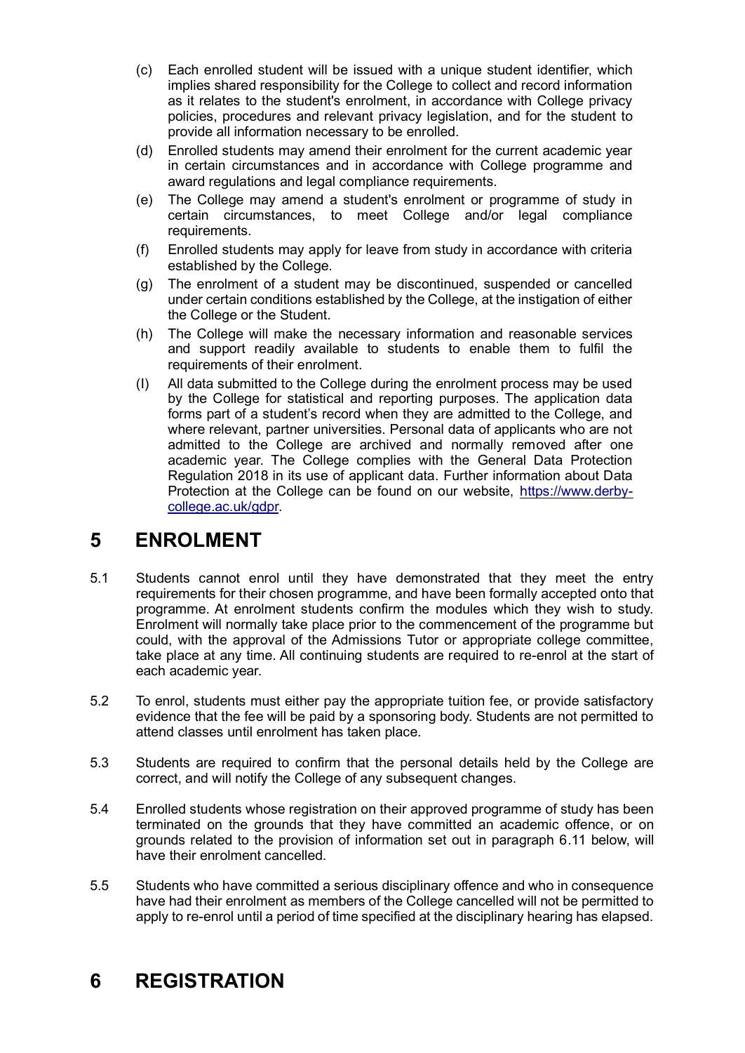(c) Each enrolled student will be issued with a unique student identifier, which implies shared responsibility for the College to collect and record information as it relates to the student's enrolment, in accordance with College privacy policies, procedures and relevant privacy legislation, and for the student to provide all information necessary to be enrolled.

(d) Enrolled students may amend their enrolment for the current academic year in certain circumstances and in accordance with College programme and award regulations and legal compliance requirements.

(e) The College may amend a student's enrolment or programme of study in certain circumstances, to meet College and/or legal compliance requirements.

(f) Enrolled students may apply for leave from study in accordance with criteria established by the College.

(g) The enrolment of a student may be discontinued, suspended or cancelled under certain conditions established by the College, at the instigation of either the College or the Student.

(h) The College will make the necessary information and reasonable services and support readily available to students to enable them to fulfil the requirements of their enrolment.

(I) All data submitted to the College during the enrolment process may be used by the College for statistical and reporting purposes. The application data forms part of a student's record when they are admitted to the College, and where relevant, partner universities. Personal data of applicants who are not admitted to the College are archived and normally removed after one academic year. The College complies with the General Data Protection Regulation 2018 in its use of applicant data. Further information about Data Protection at the College can be found on our website, [https://www.derby-college.ac.uk/gdpr](https://www.derby-college.ac.uk/gdpr).

# 5 ENROLMENT

5.1 Students cannot enrol until they have demonstrated that they meet the entry requirements for their chosen programme, and have been formally accepted onto that programme. At enrolment students confirm the modules which they wish to study. Enrolment will normally take place prior to the commencement of the programme but could, with the approval of the Admissions Tutor or appropriate college committee, take place at any time. All continuing students are required to re-enrol at the start of each academic year.

5.2 To enrol, students must either pay the appropriate tuition fee, or provide satisfactory evidence that the fee will be paid by a sponsoring body. Students are not permitted to attend classes until enrolment has taken place.

5.3 Students are required to confirm that the personal details held by the College are correct, and will notify the College of any subsequent changes.

5.4 Enrolled students whose registration on their approved programme of study has been terminated on the grounds that they have committed an academic offence, or on grounds related to the provision of information set out in paragraph 6.11 below, will have their enrolment cancelled.

5.5 Students who have committed a serious disciplinary offence and who in consequence have had their enrolment as members of the College cancelled will not be permitted to apply to re-enrol until a period of time specified at the disciplinary hearing has elapsed.

# 6 REGISTRATION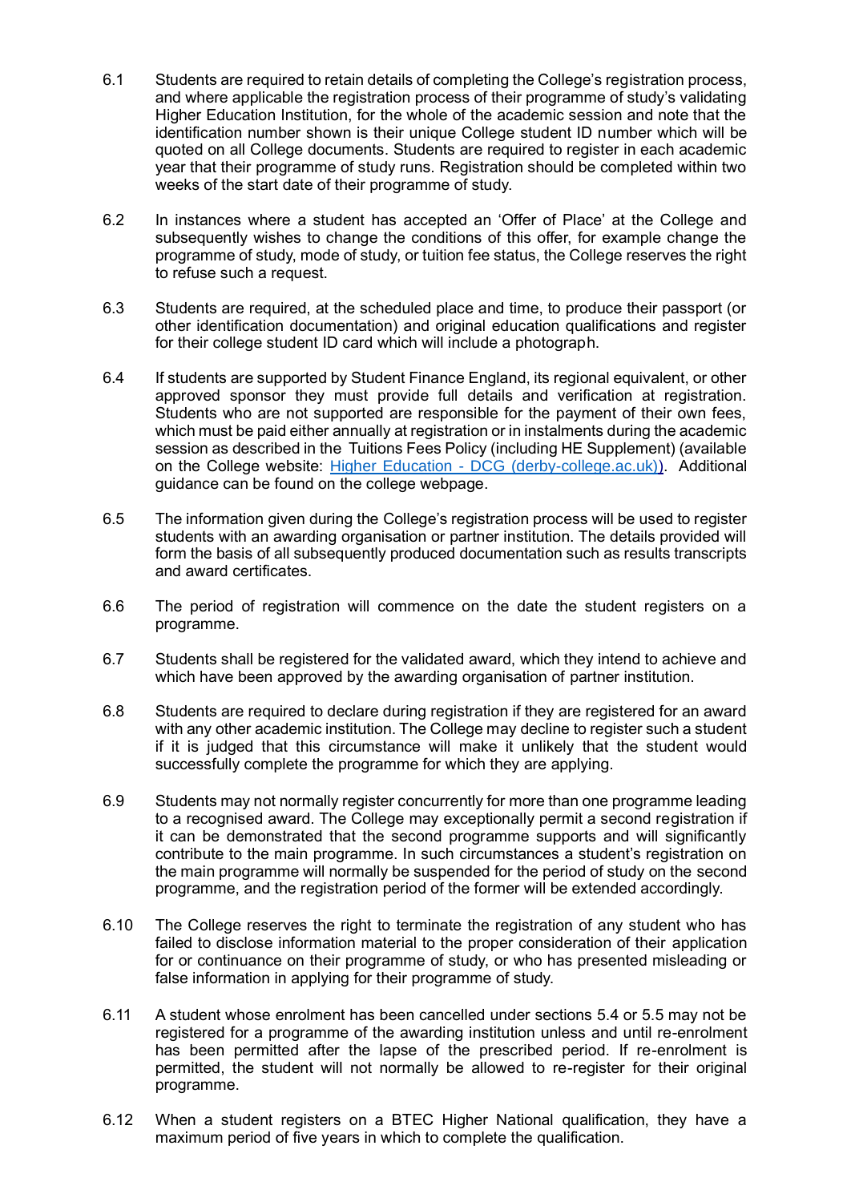6.1 Students are required to retain details of completing the College's registration process, and where applicable the registration process of their programme of study's validating Higher Education Institution, for the whole of the academic session and note that the identification number shown is their unique College student ID number which will be quoted on all College documents. Students are required to register in each academic year that their programme of study runs. Registration should be completed within two weeks of the start date of their programme of study.

6.2 In instances where a student has accepted an 'Offer of Place' at the College and subsequently wishes to change the conditions of this offer, for example change the programme of study, mode of study, or tuition fee status, the College reserves the right to refuse such a request.

6.3 Students are required, at the scheduled place and time, to produce their passport (or other identification documentation) and original education qualifications and register for their college student ID card which will include a photograph.

6.4 If students are supported by Student Finance England, its regional equivalent, or other approved sponsor they must provide full details and verification at registration. Students who are not supported are responsible for the payment of their own fees, which must be paid either annually at registration or in instalments during the academic session as described in the Tuitions Fees Policy (including HE Supplement) (available on the College website: [Higher Education - DCG (derby-college.ac.uk)](Higher Education - DCG (derby-college.ac.uk))). Additional guidance can be found on the college webpage.

6.5 The information given during the College's registration process will be used to register students with an awarding organisation or partner institution. The details provided will form the basis of all subsequently produced documentation such as results transcripts and award certificates.

6.6 The period of registration will commence on the date the student registers on a programme.

6.7 Students shall be registered for the validated award, which they intend to achieve and which have been approved by the awarding organisation of partner institution.

6.8 Students are required to declare during registration if they are registered for an award with any other academic institution. The College may decline to register such a student if it is judged that this circumstance will make it unlikely that the student would successfully complete the programme for which they are applying.

6.9 Students may not normally register concurrently for more than one programme leading to a recognised award. The College may exceptionally permit a second registration if it can be demonstrated that the second programme supports and will significantly contribute to the main programme. In such circumstances a student's registration on the main programme will normally be suspended for the period of study on the second programme, and the registration period of the former will be extended accordingly.

6.10 The College reserves the right to terminate the registration of any student who has failed to disclose information material to the proper consideration of their application for or continuance on their programme of study, or who has presented misleading or false information in applying for their programme of study.

6.11 A student whose enrolment has been cancelled under sections 5.4 or 5.5 may not be registered for a programme of the awarding institution unless and until re-enrolment has been permitted after the lapse of the prescribed period. If re-enrolment is permitted, the student will not normally be allowed to re-register for their original programme.

6.12 When a student registers on a BTEC Higher National qualification, they have a maximum period of five years in which to complete the qualification.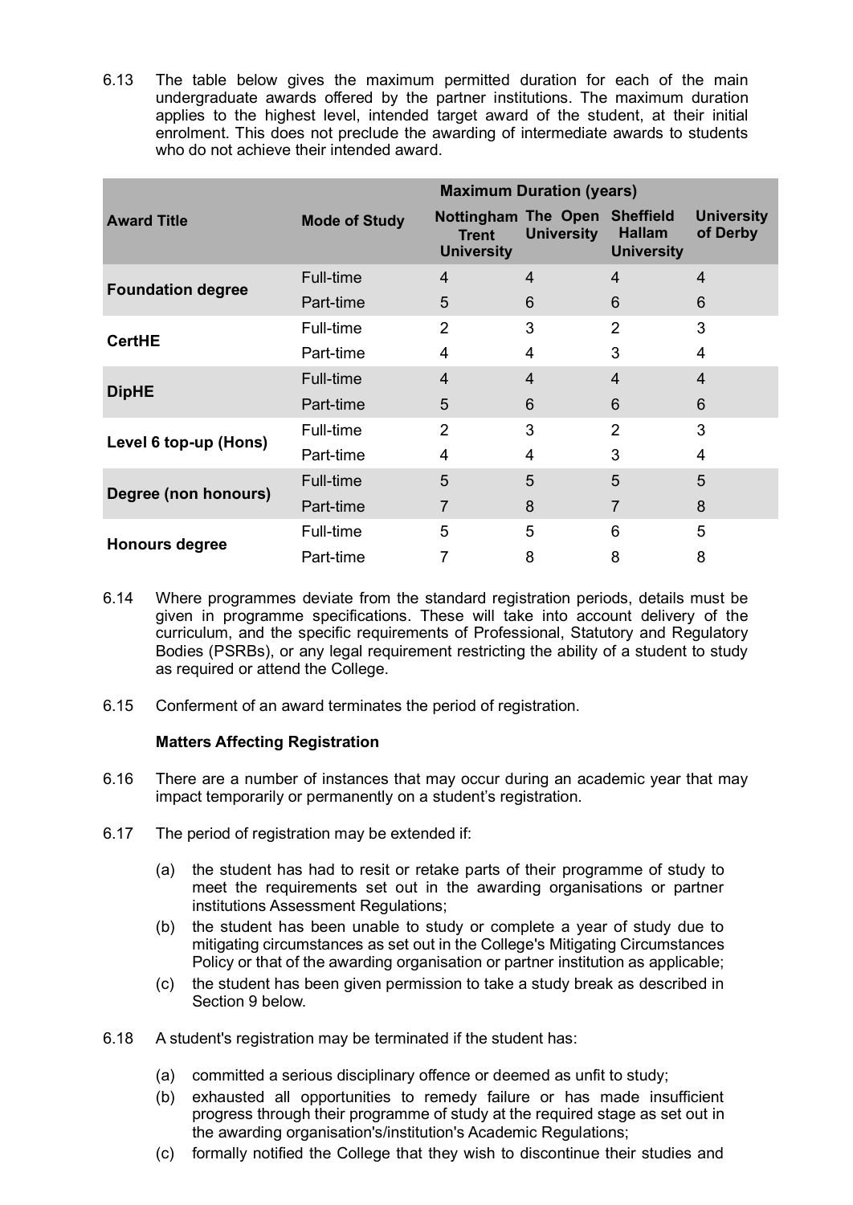6.13 The table below gives the maximum permitted duration for each of the main undergraduate awards offered by the partner institutions. The maximum duration applies to the highest level, intended target award of the student, at their initial enrolment. This does not preclude the awarding of intermediate awards to students who do not achieve their intended award.

| Award Title | Mode of Study | Maximum Duration (years) | | | |
|---|---|---|---|---|---|
| | | **Nottingham Trent University** | **The Open University** | **Sheffield Hallam University** | **University of Derby** |
| **Foundation degree** | Full-time | 4 | 4 | 4 | 4 |
| | Part-time | 5 | 6 | 6 | 6 |
| **CertHE** | Full-time | 2 | 3 | 2 | 3 |
| | Part-time | 4 | 4 | 3 | 4 |
| **DipHE** | Full-time | 4 | 4 | 4 | 4 |
| | Part-time | 5 | 6 | 6 | 6 |
| **Level 6 top-up (Hons)** | Full-time | 2 | 3 | 2 | 3 |
| | Part-time | 4 | 4 | 3 | 4 |
| **Degree (non honours)** | Full-time | 5 | 5 | 5 | 5 |
| | Part-time | 7 | 8 | 7 | 8 |
| **Honours degree** | Full-time | 5 | 5 | 6 | 5 |
| | Part-time | 7 | 8 | 8 | 8 |

6.14 Where programmes deviate from the standard registration periods, details must be given in programme specifications. These will take into account delivery of the curriculum, and the specific requirements of Professional, Statutory and Regulatory Bodies (PSRBs), or any legal requirement restricting the ability of a student to study as required or attend the College.

6.15 Conferment of an award terminates the period of registration.

**Matters Affecting Registration**

6.16 There are a number of instances that may occur during an academic year that may impact temporarily or permanently on a student's registration.

6.17 The period of registration may be extended if:

(a) the student has had to resit or retake parts of their programme of study to meet the requirements set out in the awarding organisations or partner institutions Assessment Regulations;

(b) the student has been unable to study or complete a year of study due to mitigating circumstances as set out in the College's Mitigating Circumstances Policy or that of the awarding organisation or partner institution as applicable;

(c) the student has been given permission to take a study break as described in Section 9 below.

6.18 A student's registration may be terminated if the student has:

(a) committed a serious disciplinary offence or deemed as unfit to study;

(b) exhausted all opportunities to remedy failure or has made insufficient progress through their programme of study at the required stage as set out in the awarding organisation's/institution's Academic Regulations;

(c) formally notified the College that they wish to discontinue their studies and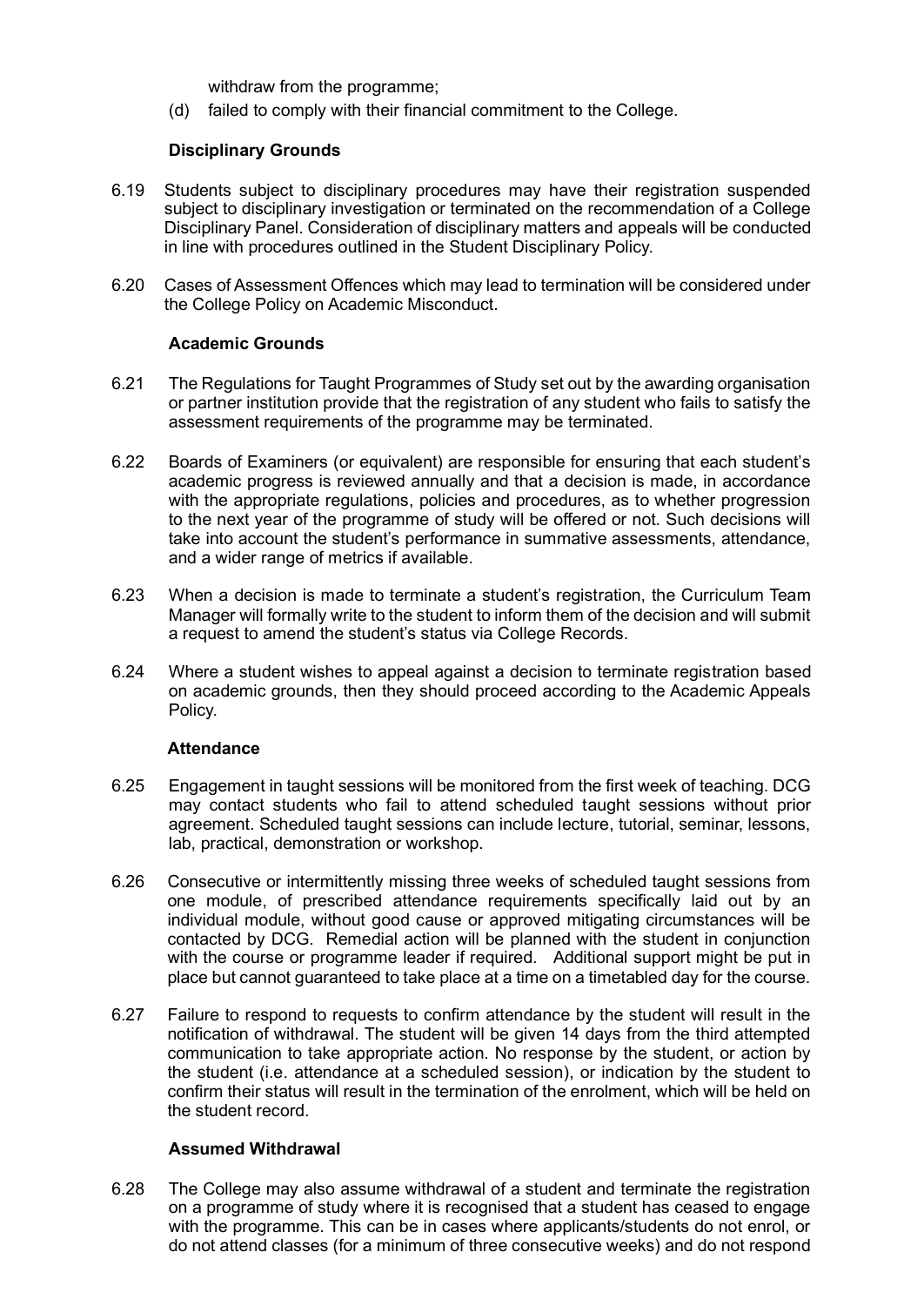withdraw from the programme;

(d) failed to comply with their financial commitment to the College.

**Disciplinary Grounds**

6.19 Students subject to disciplinary procedures may have their registration suspended subject to disciplinary investigation or terminated on the recommendation of a College Disciplinary Panel. Consideration of disciplinary matters and appeals will be conducted in line with procedures outlined in the Student Disciplinary Policy.

6.20 Cases of Assessment Offences which may lead to termination will be considered under the College Policy on Academic Misconduct.

**Academic Grounds**

6.21 The Regulations for Taught Programmes of Study set out by the awarding organisation or partner institution provide that the registration of any student who fails to satisfy the assessment requirements of the programme may be terminated.

6.22 Boards of Examiners (or equivalent) are responsible for ensuring that each student's academic progress is reviewed annually and that a decision is made, in accordance with the appropriate regulations, policies and procedures, as to whether progression to the next year of the programme of study will be offered or not. Such decisions will take into account the student's performance in summative assessments, attendance, and a wider range of metrics if available.

6.23 When a decision is made to terminate a student's registration, the Curriculum Team Manager will formally write to the student to inform them of the decision and will submit a request to amend the student's status via College Records.

6.24 Where a student wishes to appeal against a decision to terminate registration based on academic grounds, then they should proceed according to the Academic Appeals Policy.

**Attendance**

6.25 Engagement in taught sessions will be monitored from the first week of teaching. DCG may contact students who fail to attend scheduled taught sessions without prior agreement. Scheduled taught sessions can include lecture, tutorial, seminar, lessons, lab, practical, demonstration or workshop.

6.26 Consecutive or intermittently missing three weeks of scheduled taught sessions from one module, of prescribed attendance requirements specifically laid out by an individual module, without good cause or approved mitigating circumstances will be contacted by DCG. Remedial action will be planned with the student in conjunction with the course or programme leader if required. Additional support might be put in place but cannot guaranteed to take place at a time on a timetabled day for the course.

6.27 Failure to respond to requests to confirm attendance by the student will result in the notification of withdrawal. The student will be given 14 days from the third attempted communication to take appropriate action. No response by the student, or action by the student (i.e. attendance at a scheduled session), or indication by the student to confirm their status will result in the termination of the enrolment, which will be held on the student record.

**Assumed Withdrawal**

6.28 The College may also assume withdrawal of a student and terminate the registration on a programme of study where it is recognised that a student has ceased to engage with the programme. This can be in cases where applicants/students do not enrol, or do not attend classes (for a minimum of three consecutive weeks) and do not respond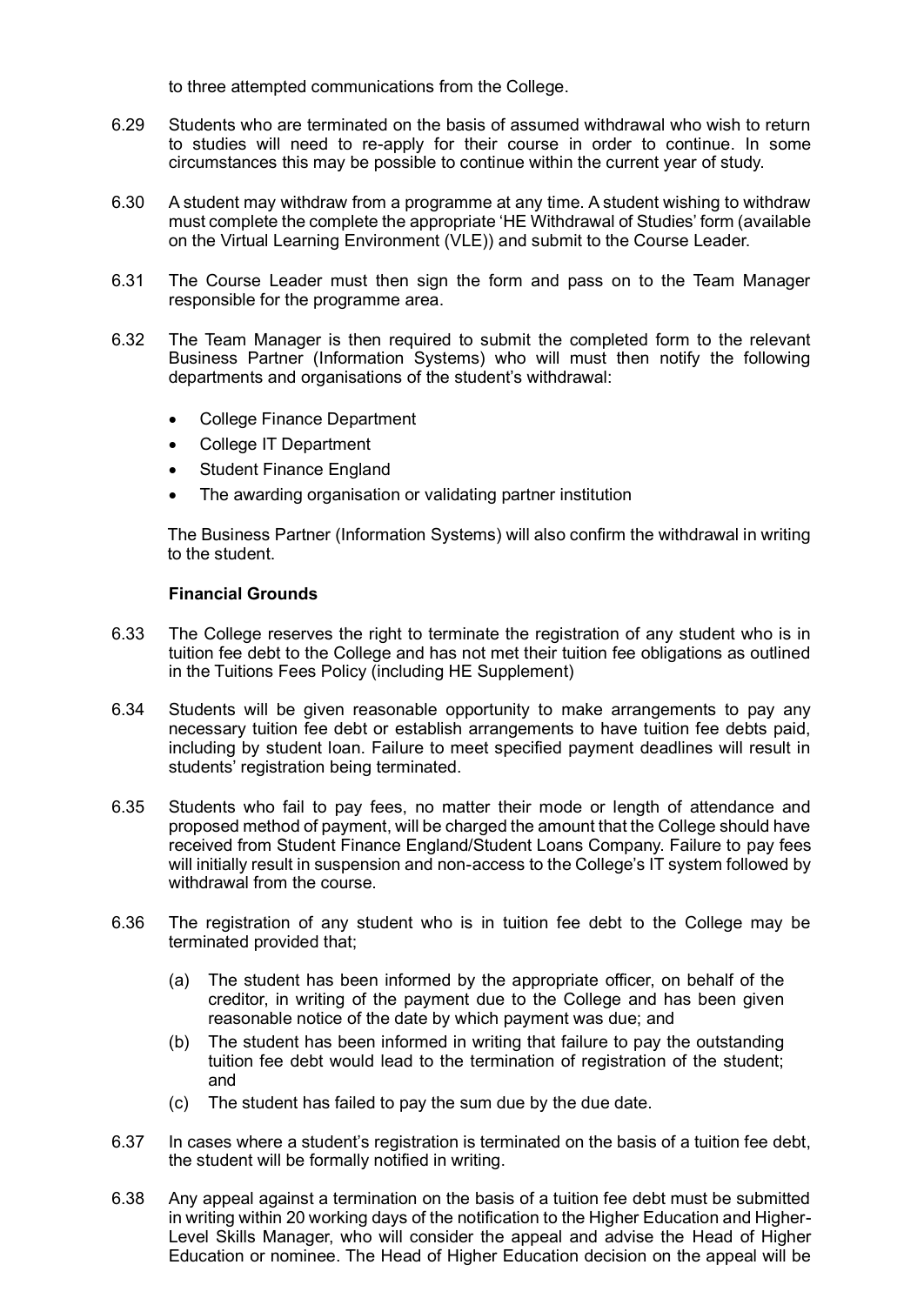to three attempted communications from the College.

6.29 Students who are terminated on the basis of assumed withdrawal who wish to return to studies will need to re-apply for their course in order to continue. In some circumstances this may be possible to continue within the current year of study.

6.30 A student may withdraw from a programme at any time. A student wishing to withdraw must complete the complete the appropriate 'HE Withdrawal of Studies' form (available on the Virtual Learning Environment (VLE)) and submit to the Course Leader.

6.31 The Course Leader must then sign the form and pass on to the Team Manager responsible for the programme area.

6.32 The Team Manager is then required to submit the completed form to the relevant Business Partner (Information Systems) who will must then notify the following departments and organisations of the student's withdrawal:

- College Finance Department
- College IT Department
- Student Finance England
- The awarding organisation or validating partner institution

The Business Partner (Information Systems) will also confirm the withdrawal in writing to the student.

**Financial Grounds**

6.33 The College reserves the right to terminate the registration of any student who is in tuition fee debt to the College and has not met their tuition fee obligations as outlined in the Tuitions Fees Policy (including HE Supplement)

6.34 Students will be given reasonable opportunity to make arrangements to pay any necessary tuition fee debt or establish arrangements to have tuition fee debts paid, including by student loan. Failure to meet specified payment deadlines will result in students' registration being terminated.

6.35 Students who fail to pay fees, no matter their mode or length of attendance and proposed method of payment, will be charged the amount that the College should have received from Student Finance England/Student Loans Company. Failure to pay fees will initially result in suspension and non-access to the College's IT system followed by withdrawal from the course.

6.36 The registration of any student who is in tuition fee debt to the College may be terminated provided that;

(a) The student has been informed by the appropriate officer, on behalf of the creditor, in writing of the payment due to the College and has been given reasonable notice of the date by which payment was due; and

(b) The student has been informed in writing that failure to pay the outstanding tuition fee debt would lead to the termination of registration of the student; and

(c) The student has failed to pay the sum due by the due date.

6.37 In cases where a student's registration is terminated on the basis of a tuition fee debt, the student will be formally notified in writing.

6.38 Any appeal against a termination on the basis of a tuition fee debt must be submitted in writing within 20 working days of the notification to the Higher Education and Higher-Level Skills Manager, who will consider the appeal and advise the Head of Higher Education or nominee. The Head of Higher Education decision on the appeal will be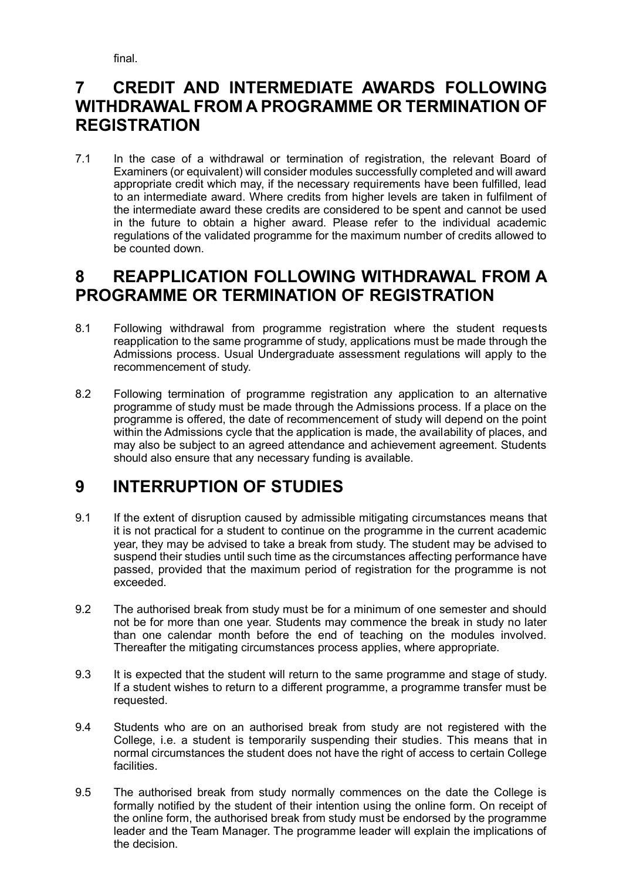final.

## 7 CREDIT AND INTERMEDIATE AWARDS FOLLOWING WITHDRAWAL FROM A PROGRAMME OR TERMINATION OF REGISTRATION

7.1 In the case of a withdrawal or termination of registration, the relevant Board of Examiners (or equivalent) will consider modules successfully completed and will award appropriate credit which may, if the necessary requirements have been fulfilled, lead to an intermediate award. Where credits from higher levels are taken in fulfilment of the intermediate award these credits are considered to be spent and cannot be used in the future to obtain a higher award. Please refer to the individual academic regulations of the validated programme for the maximum number of credits allowed to be counted down.

## 8 REAPPLICATION FOLLOWING WITHDRAWAL FROM A PROGRAMME OR TERMINATION OF REGISTRATION

8.1 Following withdrawal from programme registration where the student requests reapplication to the same programme of study, applications must be made through the Admissions process. Usual Undergraduate assessment regulations will apply to the recommencement of study.

8.2 Following termination of programme registration any application to an alternative programme of study must be made through the Admissions process. If a place on the programme is offered, the date of recommencement of study will depend on the point within the Admissions cycle that the application is made, the availability of places, and may also be subject to an agreed attendance and achievement agreement. Students should also ensure that any necessary funding is available.

## 9 INTERRUPTION OF STUDIES

9.1 If the extent of disruption caused by admissible mitigating circumstances means that it is not practical for a student to continue on the programme in the current academic year, they may be advised to take a break from study. The student may be advised to suspend their studies until such time as the circumstances affecting performance have passed, provided that the maximum period of registration for the programme is not exceeded.

9.2 The authorised break from study must be for a minimum of one semester and should not be for more than one year. Students may commence the break in study no later than one calendar month before the end of teaching on the modules involved. Thereafter the mitigating circumstances process applies, where appropriate.

9.3 It is expected that the student will return to the same programme and stage of study. If a student wishes to return to a different programme, a programme transfer must be requested.

9.4 Students who are on an authorised break from study are not registered with the College, i.e. a student is temporarily suspending their studies. This means that in normal circumstances the student does not have the right of access to certain College facilities.

9.5 The authorised break from study normally commences on the date the College is formally notified by the student of their intention using the online form. On receipt of the online form, the authorised break from study must be endorsed by the programme leader and the Team Manager. The programme leader will explain the implications of the decision.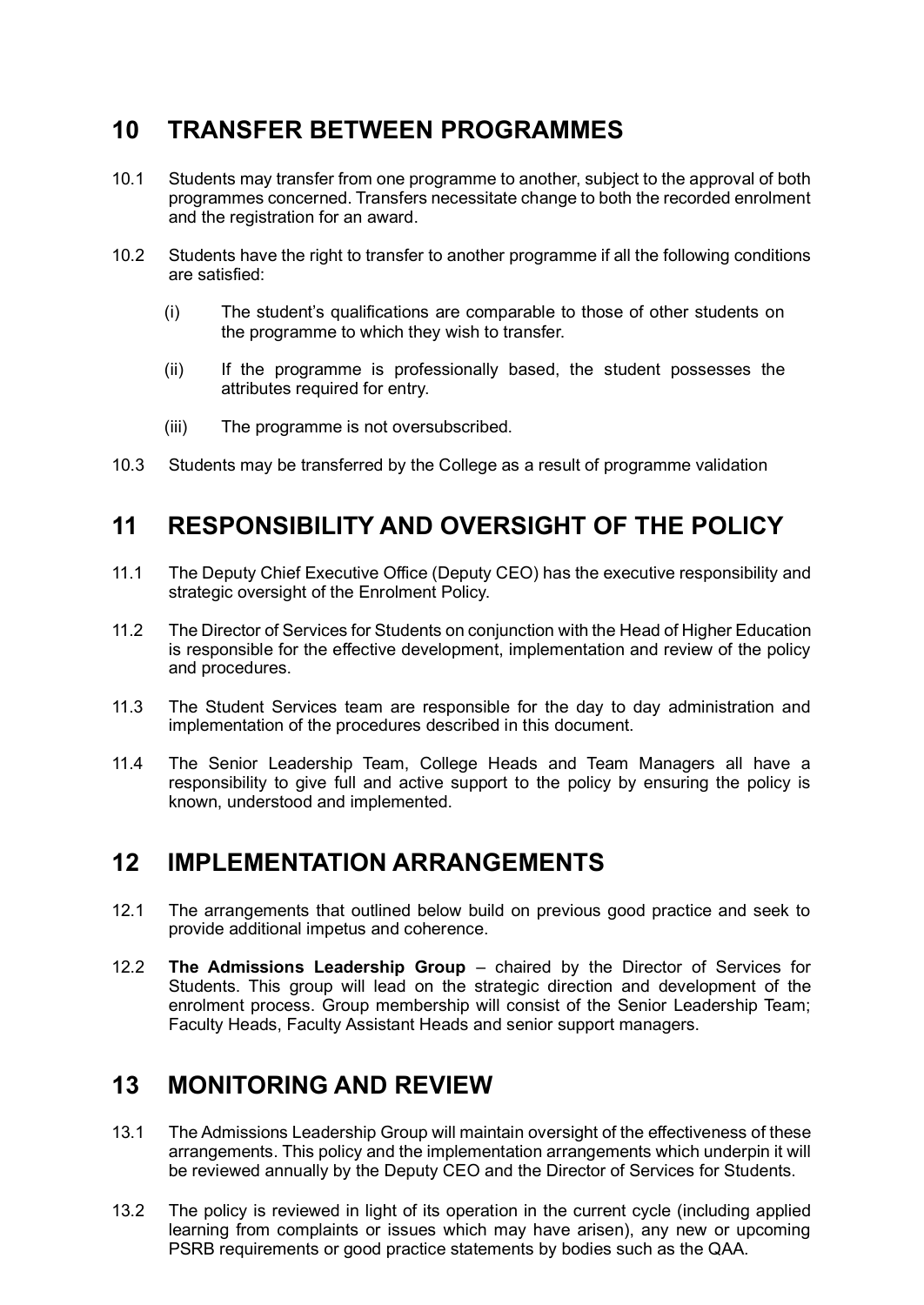## 10 TRANSFER BETWEEN PROGRAMMES

10.1 Students may transfer from one programme to another, subject to the approval of both programmes concerned. Transfers necessitate change to both the recorded enrolment and the registration for an award.

10.2 Students have the right to transfer to another programme if all the following conditions are satisfied:

(i) The student's qualifications are comparable to those of other students on the programme to which they wish to transfer.

(ii) If the programme is professionally based, the student possesses the attributes required for entry.

(iii) The programme is not oversubscribed.

10.3 Students may be transferred by the College as a result of programme validation

## 11 RESPONSIBILITY AND OVERSIGHT OF THE POLICY

11.1 The Deputy Chief Executive Office (Deputy CEO) has the executive responsibility and strategic oversight of the Enrolment Policy.

11.2 The Director of Services for Students on conjunction with the Head of Higher Education is responsible for the effective development, implementation and review of the policy and procedures.

11.3 The Student Services team are responsible for the day to day administration and implementation of the procedures described in this document.

11.4 The Senior Leadership Team, College Heads and Team Managers all have a responsibility to give full and active support to the policy by ensuring the policy is known, understood and implemented.

## 12 IMPLEMENTATION ARRANGEMENTS

12.1 The arrangements that outlined below build on previous good practice and seek to provide additional impetus and coherence.

12.2 **The Admissions Leadership Group** – chaired by the Director of Services for Students. This group will lead on the strategic direction and development of the enrolment process. Group membership will consist of the Senior Leadership Team; Faculty Heads, Faculty Assistant Heads and senior support managers.

## 13 MONITORING AND REVIEW

13.1 The Admissions Leadership Group will maintain oversight of the effectiveness of these arrangements. This policy and the implementation arrangements which underpin it will be reviewed annually by the Deputy CEO and the Director of Services for Students.

13.2 The policy is reviewed in light of its operation in the current cycle (including applied learning from complaints or issues which may have arisen), any new or upcoming PSRB requirements or good practice statements by bodies such as the QAA.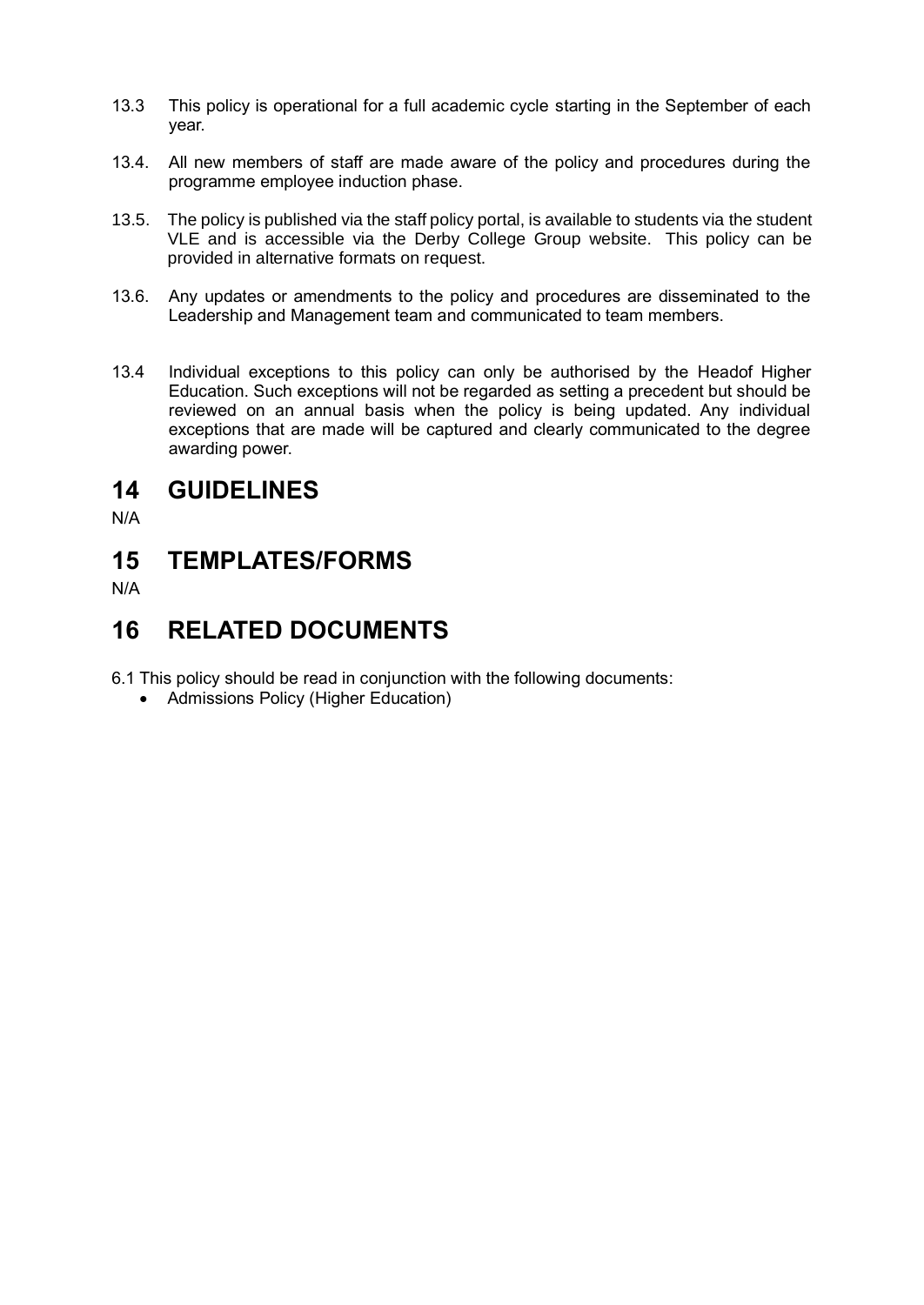13.3 This policy is operational for a full academic cycle starting in the September of each year.

13.4. All new members of staff are made aware of the policy and procedures during the programme employee induction phase.

13.5. The policy is published via the staff policy portal, is available to students via the student VLE and is accessible via the Derby College Group website. This policy can be provided in alternative formats on request.

13.6. Any updates or amendments to the policy and procedures are disseminated to the Leadership and Management team and communicated to team members.

13.4 Individual exceptions to this policy can only be authorised by the Headof Higher Education. Such exceptions will not be regarded as setting a precedent but should be reviewed on an annual basis when the policy is being updated. Any individual exceptions that are made will be captured and clearly communicated to the degree awarding power.

# 14 GUIDELINES

N/A

# 15 TEMPLATES/FORMS

N/A

# 16 RELATED DOCUMENTS

6.1 This policy should be read in conjunction with the following documents:

- Admissions Policy (Higher Education)